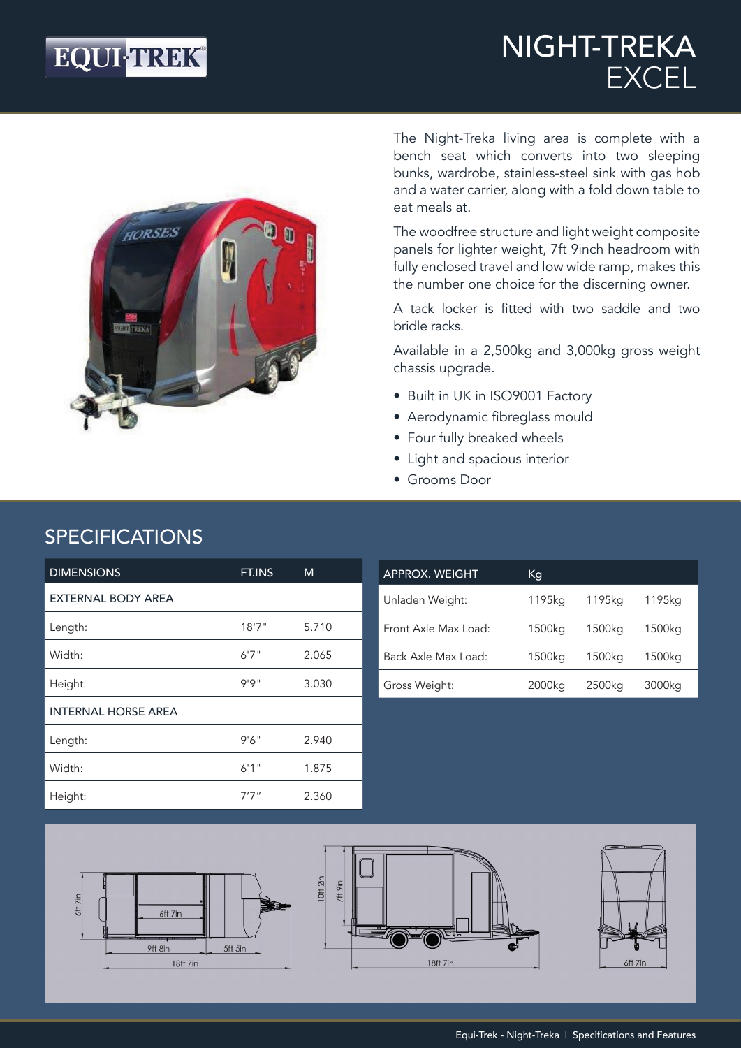# NIGHT-TREKA EXCEL

EQUI-TREK

The Night-Treka living area is complete with a bench seat which converts into two sleeping bunks, wardrobe, stainless-steel sink with gas hob and a water carrier, along with a fold down table to eat meals at.

The woodfree structure and light weight composite panels for lighter weight, 7ft 9inch headroom with fully enclosed travel and low wide ramp, makes this the number one choice for the discerning owner.

A tack locker is fitted with two saddle and two bridle racks.

Available in a 2,500kg and 3,000kg gross weight chassis upgrade.

- Built in UK in ISO9001 Factory
- Aerodynamic fibreglass mould
- Four fully breaked wheels
- Light and spacious interior
- Grooms Door

## SPECIFICATIONS

| DIMENSIONS | FT.INS | M |
|---|---|---|
| EXTERNAL BODY AREA | | |
| Length: | 18'7" | 5.710 |
| Width: | 6'7" | 2.065 |
| Height: | 9'9" | 3.030 |
| INTERNAL HORSE AREA | | |
| Length: | 9'6" | 2.940 |
| Width: | 6'1" | 1.875 |
| Height: | 7'7" | 2.360 |

| APPROX. WEIGHT | Kg | | |
|---|---|---|---|
| Unladen Weight: | 1195kg | 1195kg | 1195kg |
| Front Axle Max Load: | 1500kg | 1500kg | 1500kg |
| Back Axle Max Load: | 1500kg | 1500kg | 1500kg |
| Gross Weight: | 2000kg | 2500kg | 3000kg |

6ft 7in, 6ft 7in, 9ft 8in, 5ft 5in, 18ft 7in

10ft 2in, 7ft 9in, 18ft 7in

6ft 7in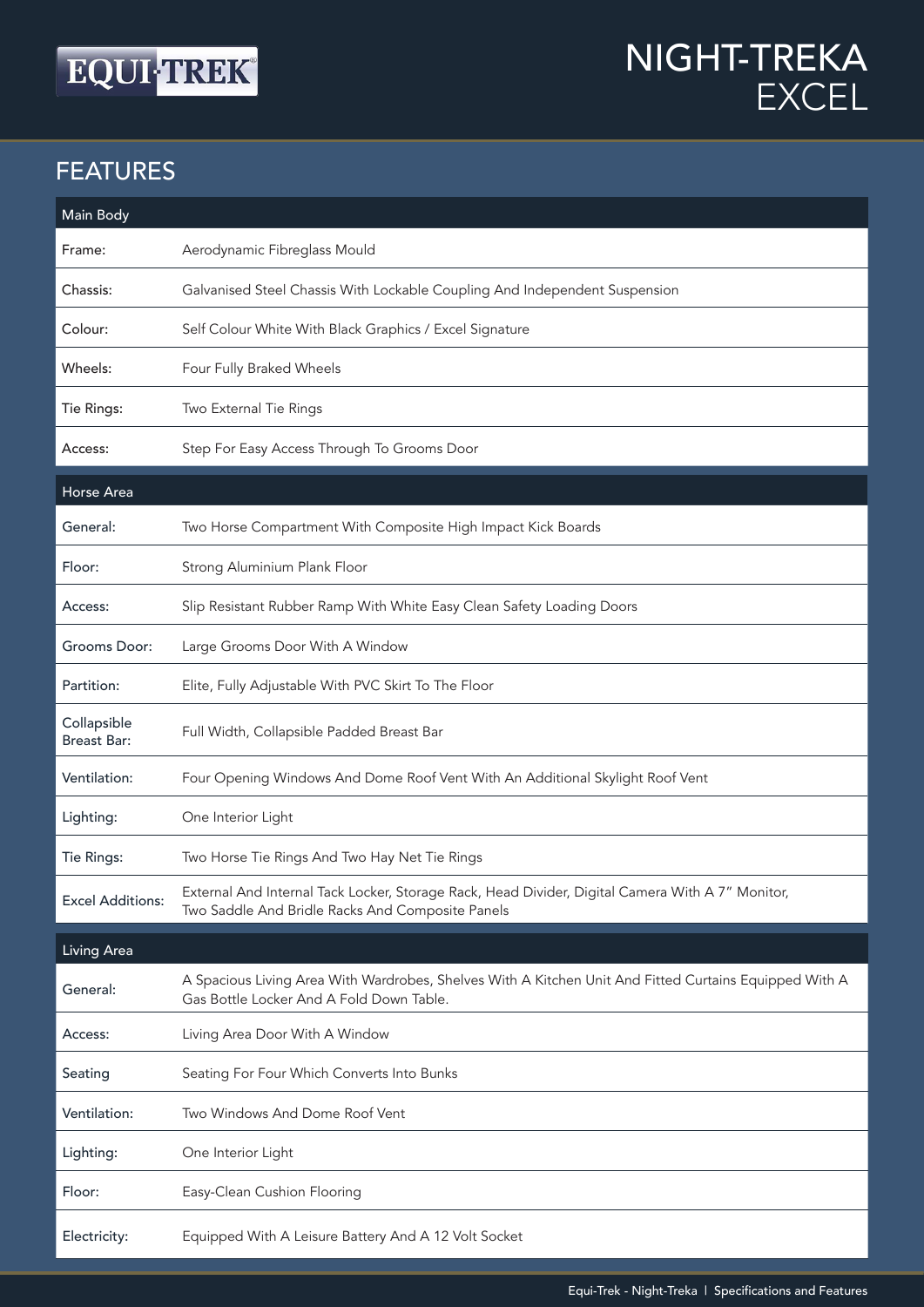EQUI·TREK®

# NIGHT-TREKA EXCEL

## FEATURES

| | |
|---|---|
| **Main Body** | |
| Frame: | Aerodynamic Fibreglass Mould |
| Chassis: | Galvanised Steel Chassis With Lockable Coupling And Independent Suspension |
| Colour: | Self Colour White With Black Graphics / Excel Signature |
| Wheels: | Four Fully Braked Wheels |
| Tie Rings: | Two External Tie Rings |
| Access: | Step For Easy Access Through To Grooms Door |
| **Horse Area** | |
| General: | Two Horse Compartment With Composite High Impact Kick Boards |
| Floor: | Strong Aluminium Plank Floor |
| Access: | Slip Resistant Rubber Ramp With White Easy Clean Safety Loading Doors |
| Grooms Door: | Large Grooms Door With A Window |
| Partition: | Elite, Fully Adjustable With PVC Skirt To The Floor |
| Collapsible Breast Bar: | Full Width, Collapsible Padded Breast Bar |
| Ventilation: | Four Opening Windows And Dome Roof Vent With An Additional Skylight Roof Vent |
| Lighting: | One Interior Light |
| Tie Rings: | Two Horse Tie Rings And Two Hay Net Tie Rings |
| Excel Additions: | External And Internal Tack Locker, Storage Rack, Head Divider, Digital Camera With A 7" Monitor, Two Saddle And Bridle Racks And Composite Panels |
| **Living Area** | |
| General: | A Spacious Living Area With Wardrobes, Shelves With A Kitchen Unit And Fitted Curtains Equipped With A Gas Bottle Locker And A Fold Down Table. |
| Access: | Living Area Door With A Window |
| Seating | Seating For Four Which Converts Into Bunks |
| Ventilation: | Two Windows And Dome Roof Vent |
| Lighting: | One Interior Light |
| Floor: | Easy-Clean Cushion Flooring |
| Electricity: | Equipped With A Leisure Battery And A 12 Volt Socket |